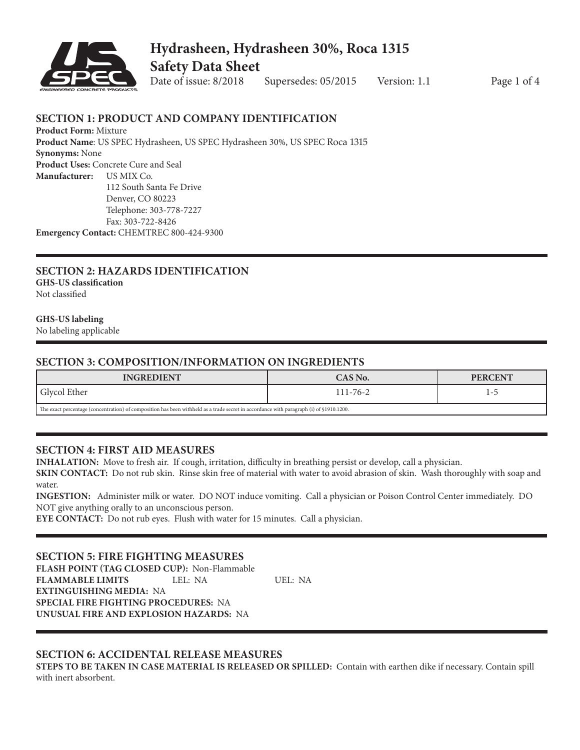# Hydrasheen, Hydrasheen 30%, Roca 1315

## Safety Data Sheet

Date of issue: 8/2018 Supersedes: 05/2015 Version: 1.1

## SECTION 1: PRODUCT AND COMPANY IDENTIFICATION

**Product Form:** Mixture
**Product Name**: US SPEC Hydrasheen, US SPEC Hydrasheen 30%, US SPEC Roca 1315
**Synonyms:** None
**Product Uses:** Concrete Cure and Seal
**Manufacturer:** US MIX Co.
112 South Santa Fe Drive
Denver, CO 80223
Telephone: 303-778-7227
Fax: 303-722-8426
**Emergency Contact:** CHEMTREC 800-424-9300

## SECTION 2: HAZARDS IDENTIFICATION

**GHS-US classification**
Not classified

**GHS-US labeling**
No labeling applicable

## SECTION 3: COMPOSITION/INFORMATION ON INGREDIENTS

| INGREDIENT | CAS No. | PERCENT |
|---|---|---|
| Glycol Ether | 111-76-2 | 1-5 |
| The exact percentage (concentration) of composition has been withheld as a trade secret in accordance with paragraph (i) of §1910.1200. | | |

## SECTION 4: FIRST AID MEASURES

**INHALATION:** Move to fresh air. If cough, irritation, difficulty in breathing persist or develop, call a physician.
**SKIN CONTACT:** Do not rub skin. Rinse skin free of material with water to avoid abrasion of skin. Wash thoroughly with soap and water.
**INGESTION:** Administer milk or water. DO NOT induce vomiting. Call a physician or Poison Control Center immediately. DO NOT give anything orally to an unconscious person.
**EYE CONTACT:** Do not rub eyes. Flush with water for 15 minutes. Call a physician.

## SECTION 5: FIRE FIGHTING MEASURES

**FLASH POINT (TAG CLOSED CUP):** Non-Flammable
**FLAMMABLE LIMITS** LEL: NA UEL: NA
**EXTINGUISHING MEDIA:** NA
**SPECIAL FIRE FIGHTING PROCEDURES:** NA
**UNUSUAL FIRE AND EXPLOSION HAZARDS:** NA

## SECTION 6: ACCIDENTAL RELEASE MEASURES

**STEPS TO BE TAKEN IN CASE MATERIAL IS RELEASED OR SPILLED:** Contain with earthen dike if necessary. Contain spill with inert absorbent.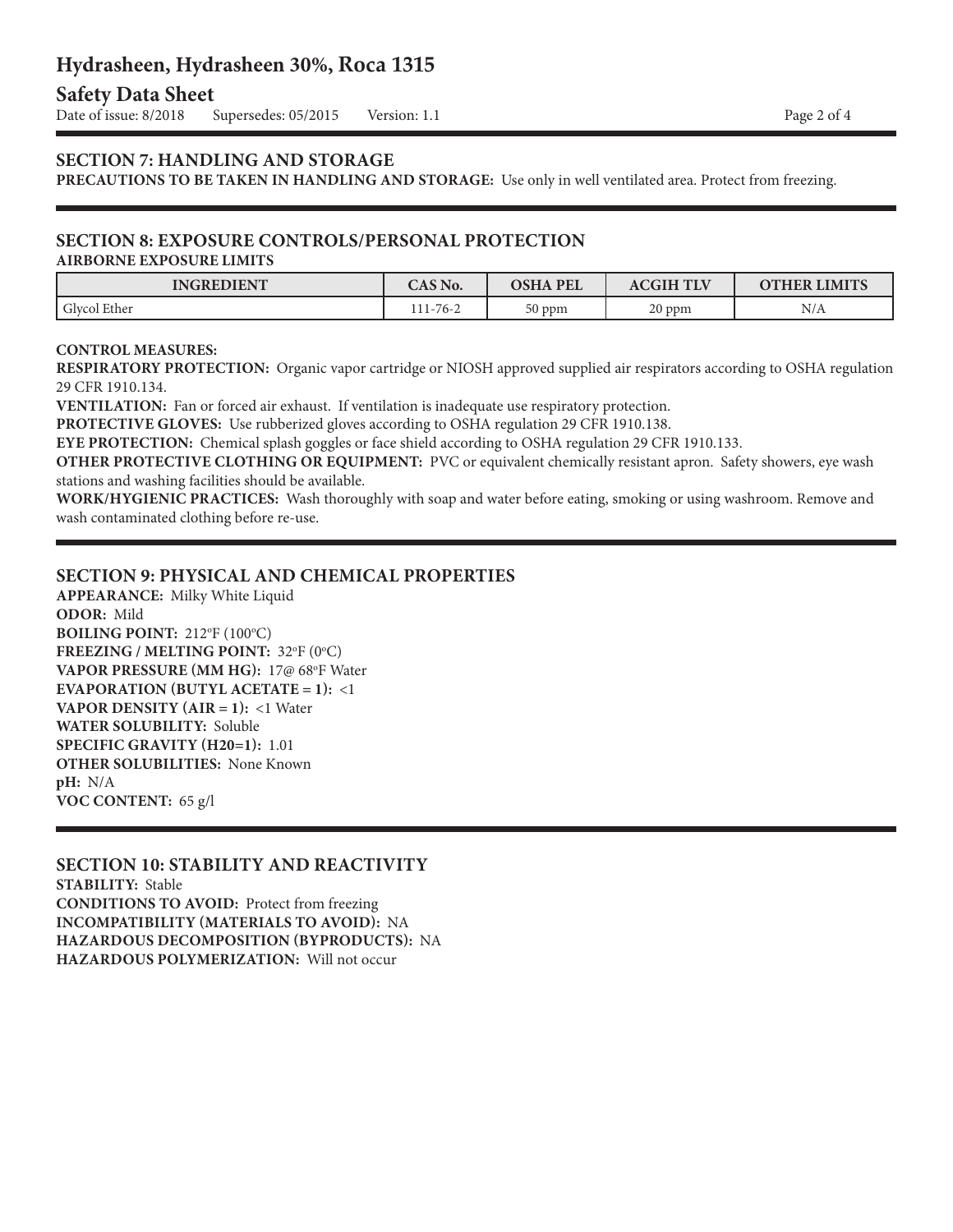## SECTION 7: HANDLING AND STORAGE

**PRECAUTIONS TO BE TAKEN IN HANDLING AND STORAGE:** Use only in well ventilated area. Protect from freezing.

## SECTION 8: EXPOSURE CONTROLS/PERSONAL PROTECTION

**AIRBORNE EXPOSURE LIMITS**

| INGREDIENT | CAS No. | OSHA PEL | ACGIH TLV | OTHER LIMITS |
|---|---|---|---|---|
| Glycol Ether | 111-76-2 | 50 ppm | 20 ppm | N/A |

**CONTROL MEASURES:**

**RESPIRATORY PROTECTION:** Organic vapor cartridge or NIOSH approved supplied air respirators according to OSHA regulation 29 CFR 1910.134.

**VENTILATION:** Fan or forced air exhaust. If ventilation is inadequate use respiratory protection.

**PROTECTIVE GLOVES:** Use rubberized gloves according to OSHA regulation 29 CFR 1910.138.

**EYE PROTECTION:** Chemical splash goggles or face shield according to OSHA regulation 29 CFR 1910.133.

**OTHER PROTECTIVE CLOTHING OR EQUIPMENT:** PVC or equivalent chemically resistant apron. Safety showers, eye wash stations and washing facilities should be available.

**WORK/HYGIENIC PRACTICES:** Wash thoroughly with soap and water before eating, smoking or using washroom. Remove and wash contaminated clothing before re-use.

## SECTION 9: PHYSICAL AND CHEMICAL PROPERTIES

**APPEARANCE:** Milky White Liquid
**ODOR:** Mild
**BOILING POINT:** 212°F (100°C)
**FREEZING / MELTING POINT:** 32°F (0°C)
**VAPOR PRESSURE (MM HG):** 17@ 68°F Water
**EVAPORATION (BUTYL ACETATE = 1):** <1
**VAPOR DENSITY (AIR = 1):** <1 Water
**WATER SOLUBILITY:** Soluble
**SPECIFIC GRAVITY (H20=1):** 1.01
**OTHER SOLUBILITIES:** None Known
**pH:** N/A
**VOC CONTENT:** 65 g/l

## SECTION 10: STABILITY AND REACTIVITY

**STABILITY:** Stable
**CONDITIONS TO AVOID:** Protect from freezing
**INCOMPATIBILITY (MATERIALS TO AVOID):** NA
**HAZARDOUS DECOMPOSITION (BYPRODUCTS):** NA
**HAZARDOUS POLYMERIZATION:** Will not occur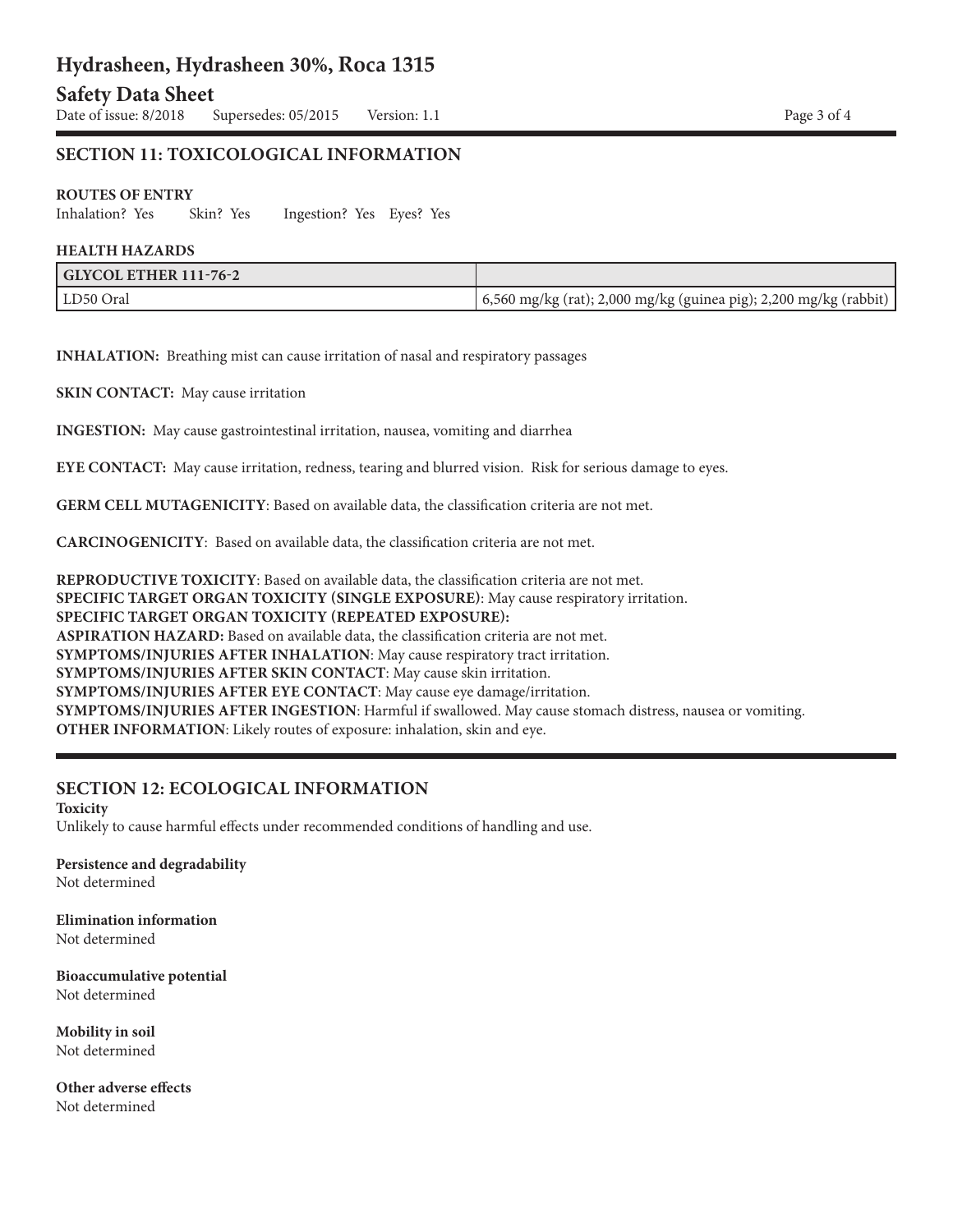## SECTION 11: TOXICOLOGICAL INFORMATION

**ROUTES OF ENTRY**

Inhalation? Yes    Skin? Yes    Ingestion? Yes    Eyes? Yes

**HEALTH HAZARDS**

| GLYCOL ETHER 111-76-2 | |
|---|---|
| LD50 Oral | 6,560 mg/kg (rat); 2,000 mg/kg (guinea pig); 2,200 mg/kg (rabbit) |

**INHALATION:** Breathing mist can cause irritation of nasal and respiratory passages

**SKIN CONTACT:** May cause irritation

**INGESTION:** May cause gastrointestinal irritation, nausea, vomiting and diarrhea

**EYE CONTACT:** May cause irritation, redness, tearing and blurred vision. Risk for serious damage to eyes.

**GERM CELL MUTAGENICITY**: Based on available data, the classification criteria are not met.

**CARCINOGENICITY**: Based on available data, the classification criteria are not met.

**REPRODUCTIVE TOXICITY**: Based on available data, the classification criteria are not met.
**SPECIFIC TARGET ORGAN TOXICITY (SINGLE EXPOSURE)**: May cause respiratory irritation.
**SPECIFIC TARGET ORGAN TOXICITY (REPEATED EXPOSURE):**
**ASPIRATION HAZARD:** Based on available data, the classification criteria are not met.
**SYMPTOMS/INJURIES AFTER INHALATION**: May cause respiratory tract irritation.
**SYMPTOMS/INJURIES AFTER SKIN CONTACT**: May cause skin irritation.
**SYMPTOMS/INJURIES AFTER EYE CONTACT**: May cause eye damage/irritation.
**SYMPTOMS/INJURIES AFTER INGESTION**: Harmful if swallowed. May cause stomach distress, nausea or vomiting.
**OTHER INFORMATION**: Likely routes of exposure: inhalation, skin and eye.

## SECTION 12: ECOLOGICAL INFORMATION

**Toxicity**
Unlikely to cause harmful effects under recommended conditions of handling and use.

**Persistence and degradability**
Not determined

**Elimination information**
Not determined

**Bioaccumulative potential**
Not determined

**Mobility in soil**
Not determined

**Other adverse effects**
Not determined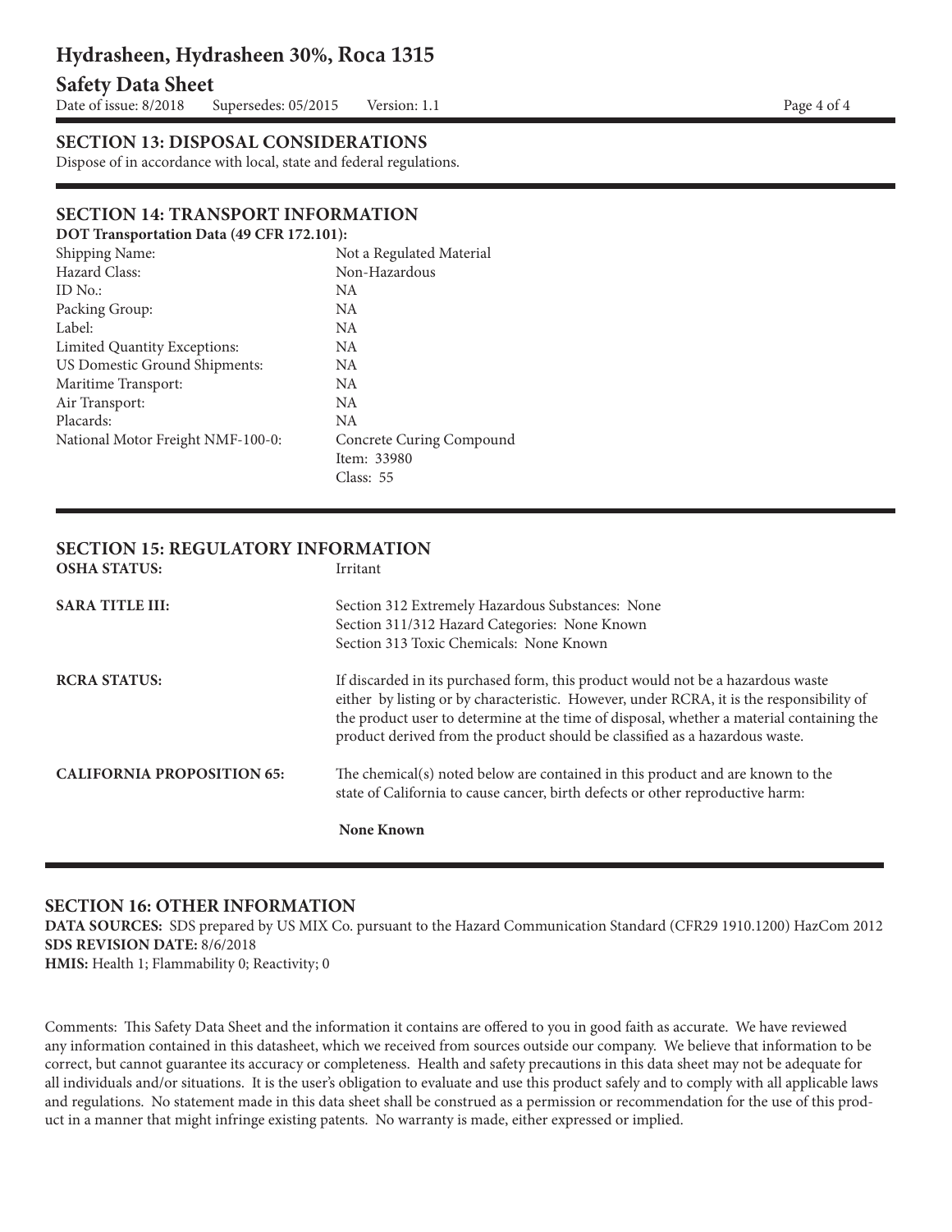## SECTION 13: DISPOSAL CONSIDERATIONS

Dispose of in accordance with local, state and federal regulations.

## SECTION 14: TRANSPORT INFORMATION

**DOT Transportation Data (49 CFR 172.101):**

| | |
|---|---|
| Shipping Name: | Not a Regulated Material |
| Hazard Class: | Non-Hazardous |
| ID No.: | NA |
| Packing Group: | NA |
| Label: | NA |
| Limited Quantity Exceptions: | NA |
| US Domestic Ground Shipments: | NA |
| Maritime Transport: | NA |
| Air Transport: | NA |
| Placards: | NA |
| National Motor Freight NMF-100-0: | Concrete Curing Compound<br>Item: 33980<br>Class: 55 |

## SECTION 15: REGULATORY INFORMATION

**OSHA STATUS:** Irritant

**SARA TITLE III:**
Section 312 Extremely Hazardous Substances: None
Section 311/312 Hazard Categories: None Known
Section 313 Toxic Chemicals: None Known

**RCRA STATUS:** If discarded in its purchased form, this product would not be a hazardous waste either by listing or by characteristic. However, under RCRA, it is the responsibility of the product user to determine at the time of disposal, whether a material containing the product derived from the product should be classified as a hazardous waste.

**CALIFORNIA PROPOSITION 65:** The chemical(s) noted below are contained in this product and are known to the state of California to cause cancer, birth defects or other reproductive harm:

**None Known**

## SECTION 16: OTHER INFORMATION

**DATA SOURCES:** SDS prepared by US MIX Co. pursuant to the Hazard Communication Standard (CFR29 1910.1200) HazCom 2012
**SDS REVISION DATE:** 8/6/2018
**HMIS:** Health 1; Flammability 0; Reactivity; 0

Comments: This Safety Data Sheet and the information it contains are offered to you in good faith as accurate. We have reviewed any information contained in this datasheet, which we received from sources outside our company. We believe that information to be correct, but cannot guarantee its accuracy or completeness. Health and safety precautions in this data sheet may not be adequate for all individuals and/or situations. It is the user's obligation to evaluate and use this product safely and to comply with all applicable laws and regulations. No statement made in this data sheet shall be construed as a permission or recommendation for the use of this product in a manner that might infringe existing patents. No warranty is made, either expressed or implied.